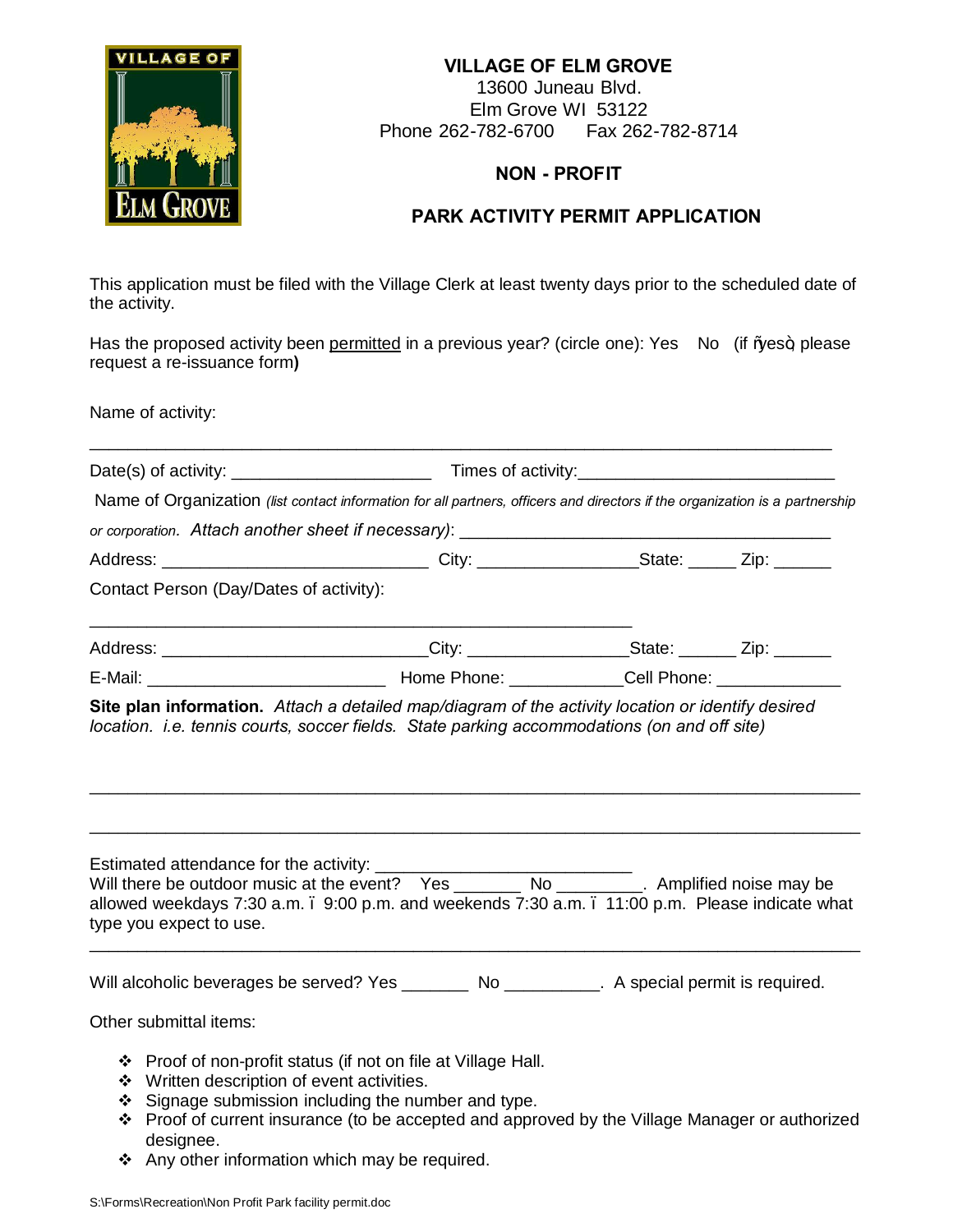# VILLAGE OF ELM GROVE

13600 Juneau Blvd.
Elm Grove WI 53122
Phone 262-782-6700 Fax 262-782-8714

## NON - PROFIT

## PARK ACTIVITY PERMIT APPLICATION

This application must be filed with the Village Clerk at least twenty days prior to the scheduled date of the activity.

Has the proposed activity been permitted in a previous year? (circle one): Yes No (if "yes" please request a re-issuance form**)**

Name of activity:

_______________________________________________________________________________

Date(s) of activity: ____________________ Times of activity:_________________________

Name of Organization *(list contact information for all partners, officers and directors if the organization is a partnership or corporation. Attach another sheet if necessary)*: ___________________________________

Address: ___________________________ City: ________________State: _____ Zip: ______

Contact Person (Day/Dates of activity):

_______________________________________________________

Address: ___________________________City: ________________State: ______ Zip: ______

E-Mail: ________________________ Home Phone: ___________Cell Phone: ____________

**Site plan information.** *Attach a detailed map/diagram of the activity location or identify desired location. i.e. tennis courts, soccer fields. State parking accommodations (on and off site)*

_______________________________________________________________________________

_______________________________________________________________________________

Estimated attendance for the activity: _________________________
Will there be outdoor music at the event? Yes _______ No _________. Amplified noise may be allowed weekdays 7:30 a.m. – 9:00 p.m. and weekends 7:30 a.m. – 11:00 p.m. Please indicate what type you expect to use.

_______________________________________________________________________________

Will alcoholic beverages be served? Yes _______ No __________. A special permit is required.

Other submittal items:

- Proof of non-profit status (if not on file at Village Hall.
- Written description of event activities.
- Signage submission including the number and type.
- Proof of current insurance (to be accepted and approved by the Village Manager or authorized designee.
- Any other information which may be required.

S:\Forms\Recreation\Non Profit Park facility permit.doc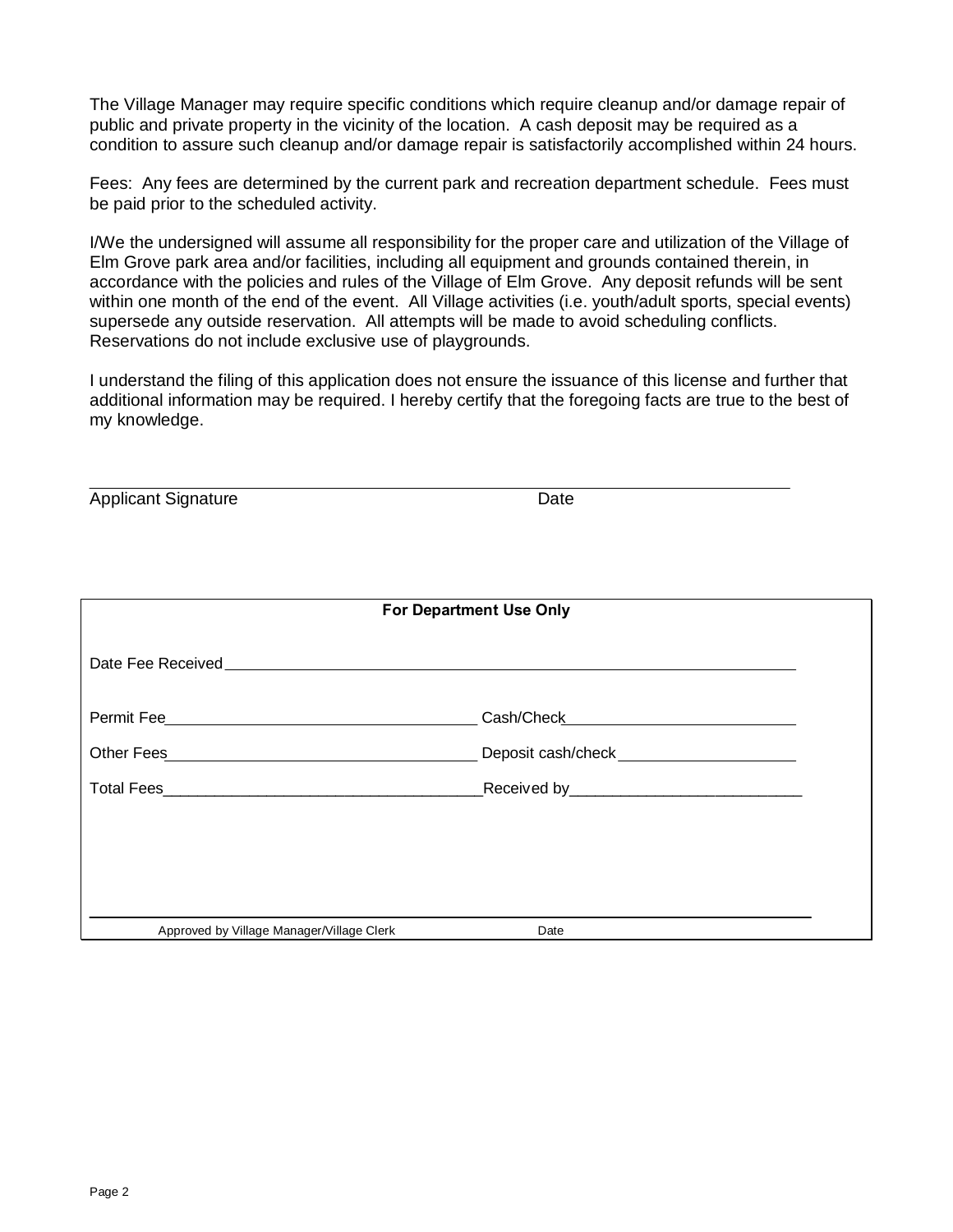The Village Manager may require specific conditions which require cleanup and/or damage repair of public and private property in the vicinity of the location. A cash deposit may be required as a condition to assure such cleanup and/or damage repair is satisfactorily accomplished within 24 hours.

Fees: Any fees are determined by the current park and recreation department schedule. Fees must be paid prior to the scheduled activity.

I/We the undersigned will assume all responsibility for the proper care and utilization of the Village of Elm Grove park area and/or facilities, including all equipment and grounds contained therein, in accordance with the policies and rules of the Village of Elm Grove. Any deposit refunds will be sent within one month of the end of the event. All Village activities (i.e. youth/adult sports, special events) supersede any outside reservation. All attempts will be made to avoid scheduling conflicts. Reservations do not include exclusive use of playgrounds.

I understand the filing of this application does not ensure the issuance of this license and further that additional information may be required. I hereby certify that the foregoing facts are true to the best of my knowledge.

______________________________________________________________________

Applicant Signature                                        Date

**For Department Use Only**

Date Fee Received______________________________________________

Permit Fee______________________ Cash/Check______________________

Other Fees______________________ Deposit cash/check ________________

Total Fees______________________ Received by_____________________

______________________________________________________________________

Approved by Village Manager/Village Clerk                  Date